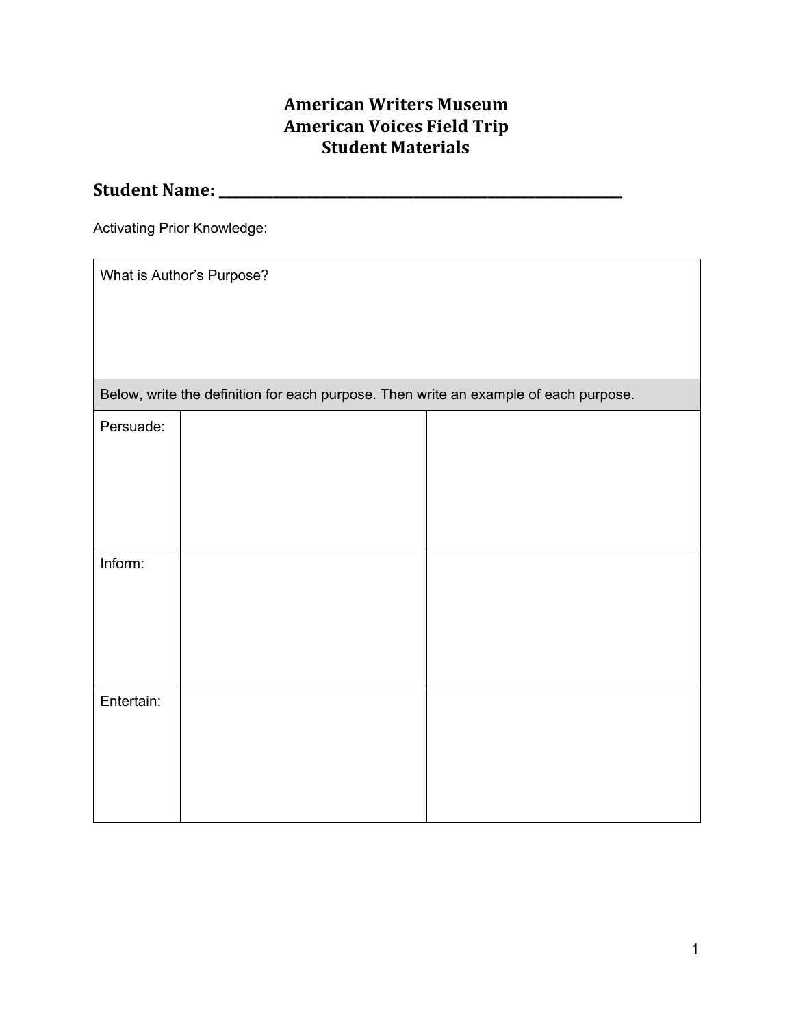# American Writers Museum
# American Voices Field Trip
# Student Materials

## Student Name: \_\_\_\_\_\_\_\_\_\_\_\_\_\_\_\_\_\_\_\_\_\_\_\_\_\_\_\_\_\_\_\_\_\_\_\_\_\_\_\_\_\_\_\_\_\_

Activating Prior Knowledge:

| What is Author's Purpose? | | |
|---|---|---|
| Below, write the definition for each purpose. Then write an example of each purpose. | | |
| Persuade: | | |
| Inform: | | |
| Entertain: | | |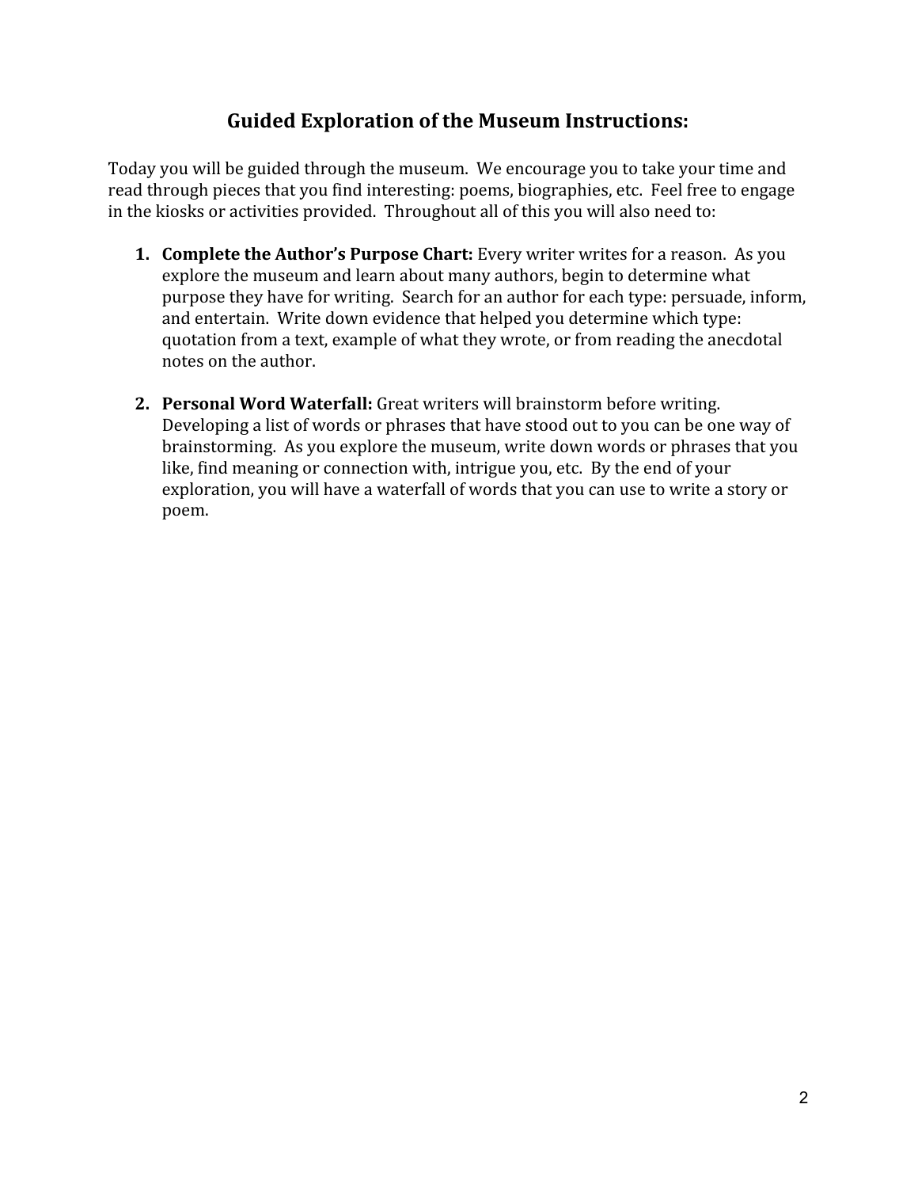## Guided Exploration of the Museum Instructions:

Today you will be guided through the museum. We encourage you to take your time and read through pieces that you find interesting: poems, biographies, etc. Feel free to engage in the kiosks or activities provided. Throughout all of this you will also need to:

1. **Complete the Author's Purpose Chart:** Every writer writes for a reason. As you explore the museum and learn about many authors, begin to determine what purpose they have for writing. Search for an author for each type: persuade, inform, and entertain. Write down evidence that helped you determine which type: quotation from a text, example of what they wrote, or from reading the anecdotal notes on the author.

2. **Personal Word Waterfall:** Great writers will brainstorm before writing. Developing a list of words or phrases that have stood out to you can be one way of brainstorming. As you explore the museum, write down words or phrases that you like, find meaning or connection with, intrigue you, etc. By the end of your exploration, you will have a waterfall of words that you can use to write a story or poem.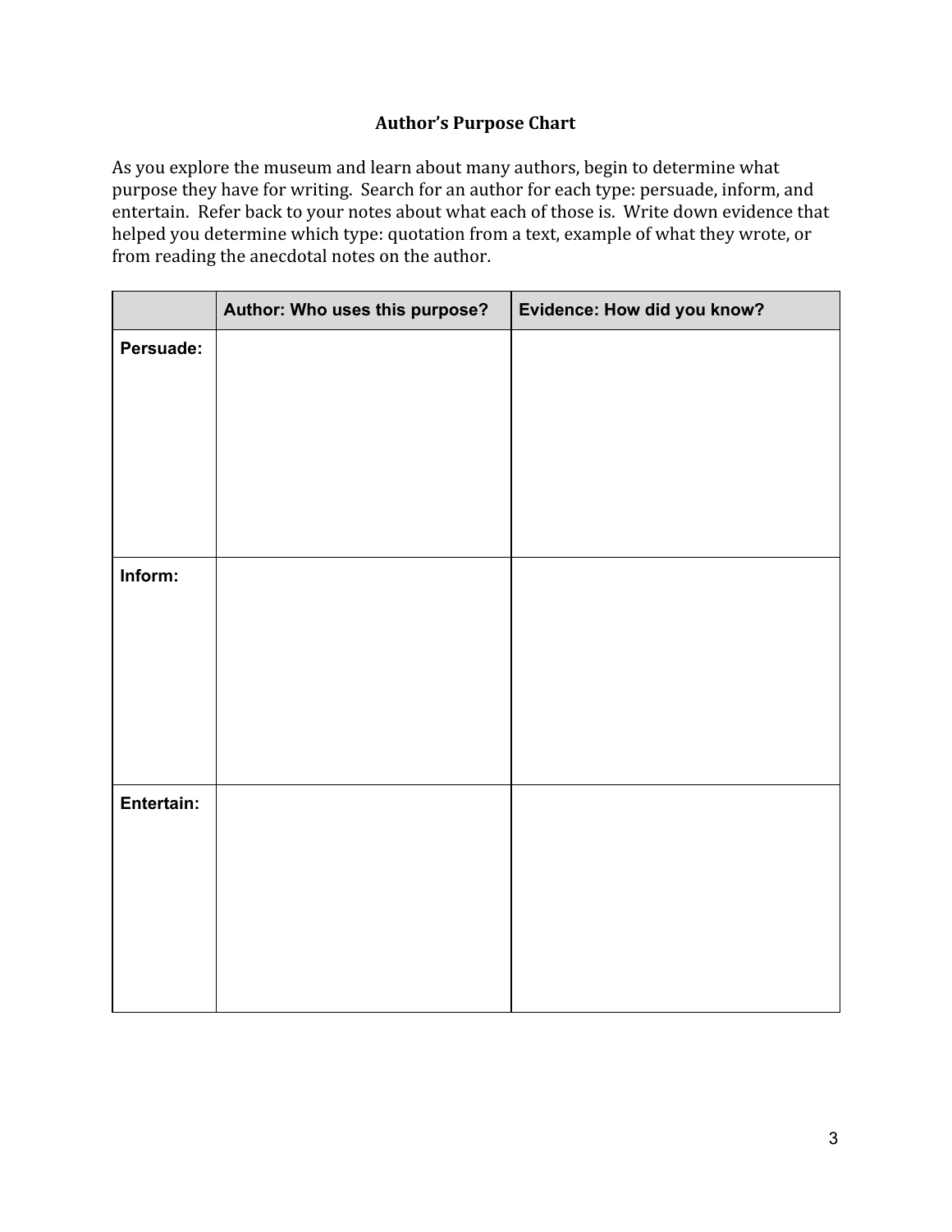## Author's Purpose Chart

As you explore the museum and learn about many authors, begin to determine what purpose they have for writing. Search for an author for each type: persuade, inform, and entertain. Refer back to your notes about what each of those is. Write down evidence that helped you determine which type: quotation from a text, example of what they wrote, or from reading the anecdotal notes on the author.

| | Author: Who uses this purpose? | Evidence: How did you know? |
|---|---|---|
| **Persuade:** | | |
| **Inform:** | | |
| **Entertain:** | | |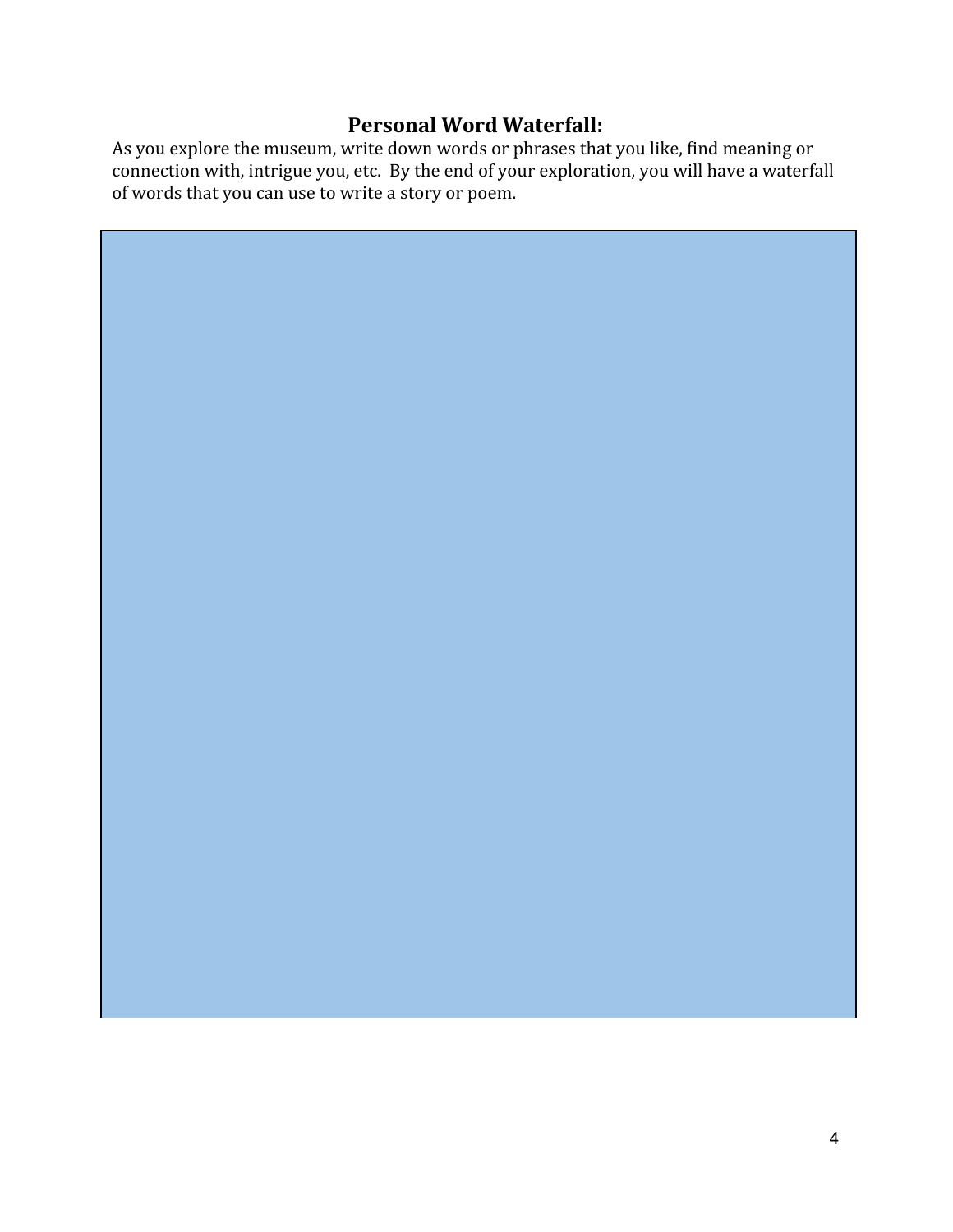## Personal Word Waterfall:

As you explore the museum, write down words or phrases that you like, find meaning or connection with, intrigue you, etc. By the end of your exploration, you will have a waterfall of words that you can use to write a story or poem.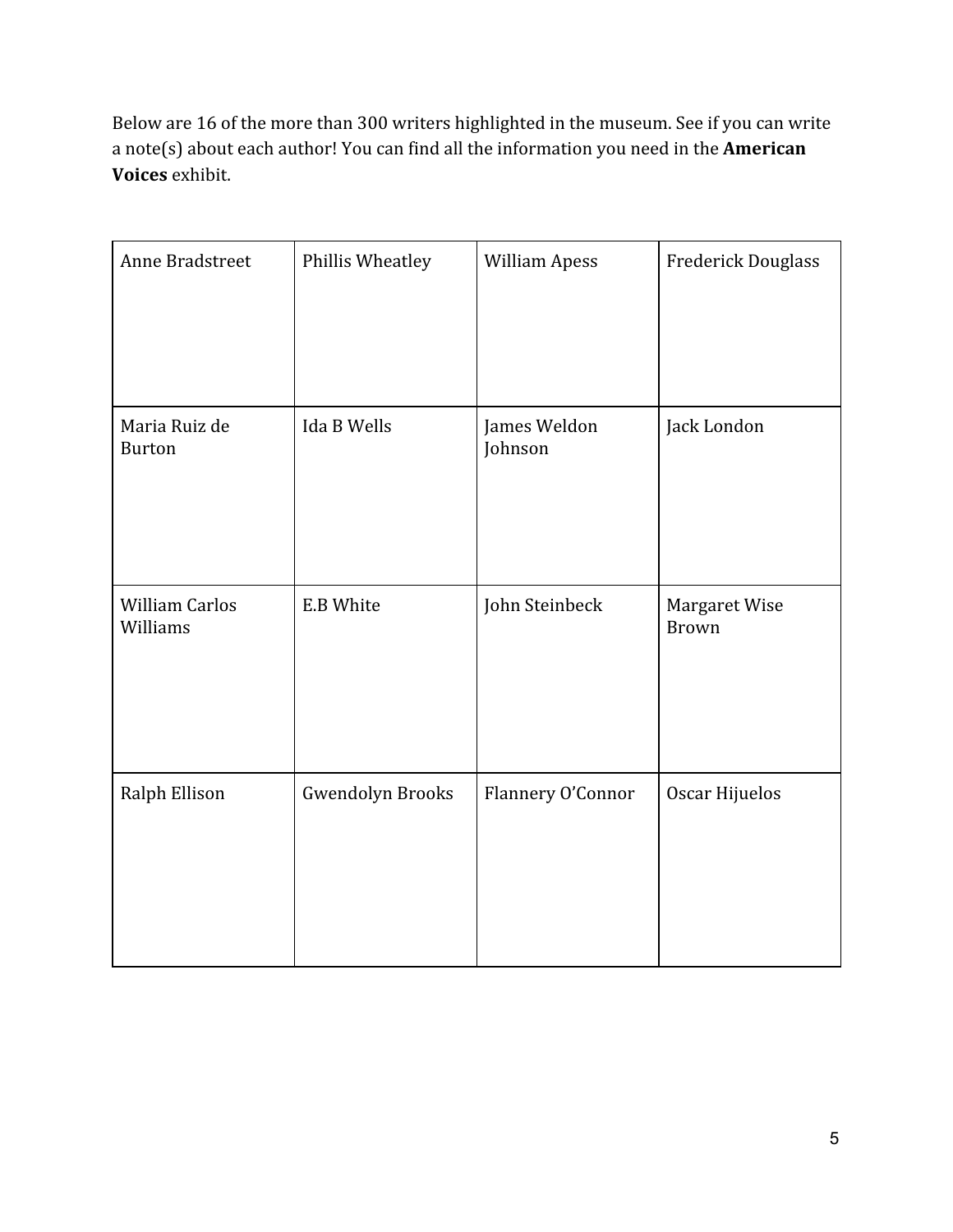Below are 16 of the more than 300 writers highlighted in the museum. See if you can write a note(s) about each author! You can find all the information you need in the **American Voices** exhibit.

| Anne Bradstreet | Phillis Wheatley | William Apess | Frederick Douglass |
|---|---|---|---|
| Maria Ruiz de Burton | Ida B Wells | James Weldon Johnson | Jack London |
| William Carlos Williams | E.B White | John Steinbeck | Margaret Wise Brown |
| Ralph Ellison | Gwendolyn Brooks | Flannery O'Connor | Oscar Hijuelos |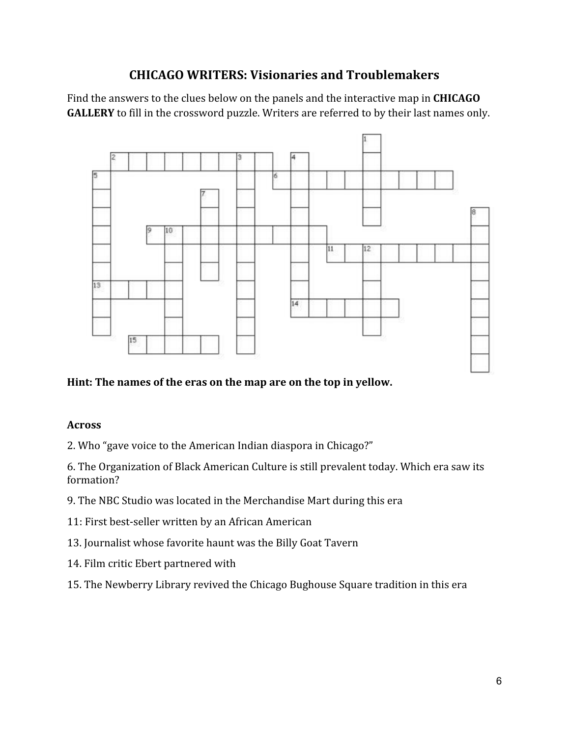# CHICAGO WRITERS: Visionaries and Troublemakers

Find the answers to the clues below on the panels and the interactive map in **CHICAGO GALLERY** to fill in the crossword puzzle. Writers are referred to by their last names only.

**Hint: The names of the eras on the map are on the top in yellow.**

**Across**

2. Who "gave voice to the American Indian diaspora in Chicago?"

6. The Organization of Black American Culture is still prevalent today. Which era saw its formation?

9. The NBC Studio was located in the Merchandise Mart during this era

11: First best-seller written by an African American

13. Journalist whose favorite haunt was the Billy Goat Tavern

14. Film critic Ebert partnered with

15. The Newberry Library revived the Chicago Bughouse Square tradition in this era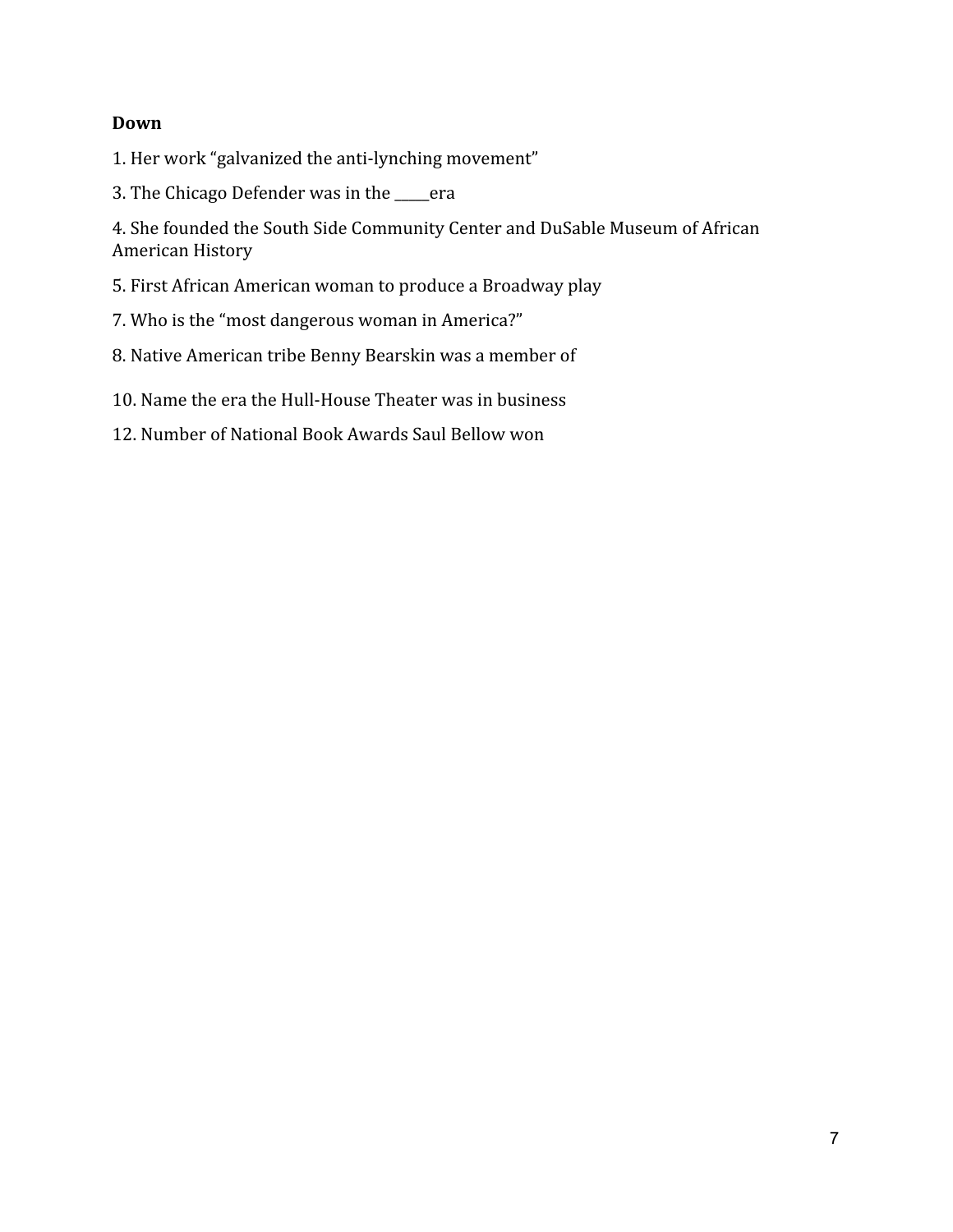**Down**

1. Her work “galvanized the anti-lynching movement”

3. The Chicago Defender was in the _____era

4. She founded the South Side Community Center and DuSable Museum of African American History

5. First African American woman to produce a Broadway play

7. Who is the “most dangerous woman in America?”

8. Native American tribe Benny Bearskin was a member of

10. Name the era the Hull-House Theater was in business

12. Number of National Book Awards Saul Bellow won